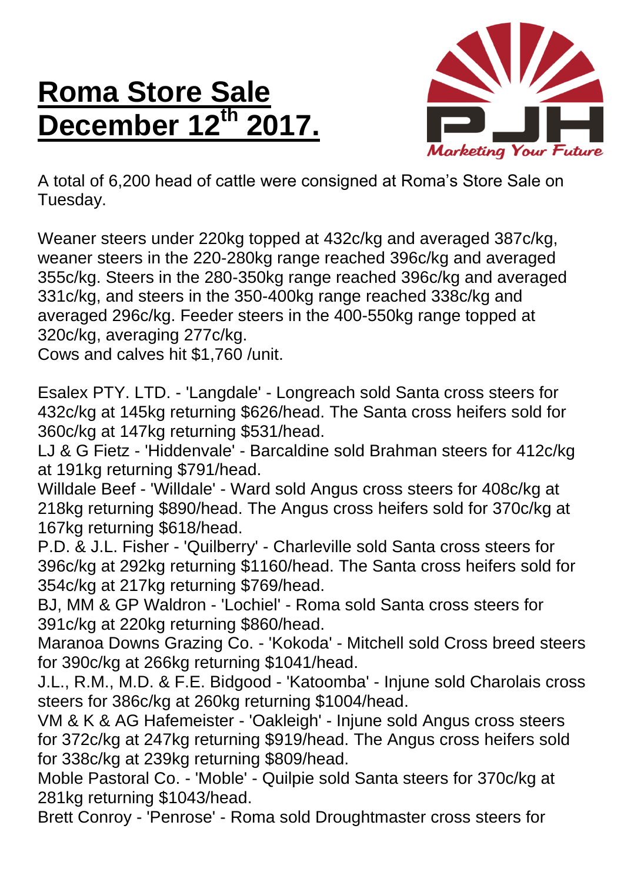# Roma Store Sale December 12th 2017.

A total of 6,200 head of cattle were consigned at Roma's Store Sale on Tuesday.

Weaner steers under 220kg topped at 432c/kg and averaged 387c/kg, weaner steers in the 220-280kg range reached 396c/kg and averaged 355c/kg. Steers in the 280-350kg range reached 396c/kg and averaged 331c/kg, and steers in the 350-400kg range reached 338c/kg and averaged 296c/kg. Feeder steers in the 400-550kg range topped at 320c/kg, averaging 277c/kg.
Cows and calves hit $1,760 /unit.

Esalex PTY. LTD. - 'Langdale' - Longreach sold Santa cross steers for 432c/kg at 145kg returning $626/head. The Santa cross heifers sold for 360c/kg at 147kg returning $531/head.
LJ & G Fietz - 'Hiddenvale' - Barcaldine sold Brahman steers for 412c/kg at 191kg returning $791/head.
Willdale Beef - 'Willdale' - Ward sold Angus cross steers for 408c/kg at 218kg returning $890/head. The Angus cross heifers sold for 370c/kg at 167kg returning $618/head.
P.D. & J.L. Fisher - 'Quilberry' - Charleville sold Santa cross steers for 396c/kg at 292kg returning $1160/head. The Santa cross heifers sold for 354c/kg at 217kg returning $769/head.
BJ, MM & GP Waldron - 'Lochiel' - Roma sold Santa cross steers for 391c/kg at 220kg returning $860/head.
Maranoa Downs Grazing Co. - 'Kokoda' - Mitchell sold Cross breed steers for 390c/kg at 266kg returning $1041/head.
J.L., R.M., M.D. & F.E. Bidgood - 'Katoomba' - Injune sold Charolais cross steers for 386c/kg at 260kg returning $1004/head.
VM & K & AG Hafemeister - 'Oakleigh' - Injune sold Angus cross steers for 372c/kg at 247kg returning $919/head. The Angus cross heifers sold for 338c/kg at 239kg returning $809/head.
Moble Pastoral Co. - 'Moble' - Quilpie sold Santa steers for 370c/kg at 281kg returning $1043/head.
Brett Conroy - 'Penrose' - Roma sold Droughtmaster cross steers for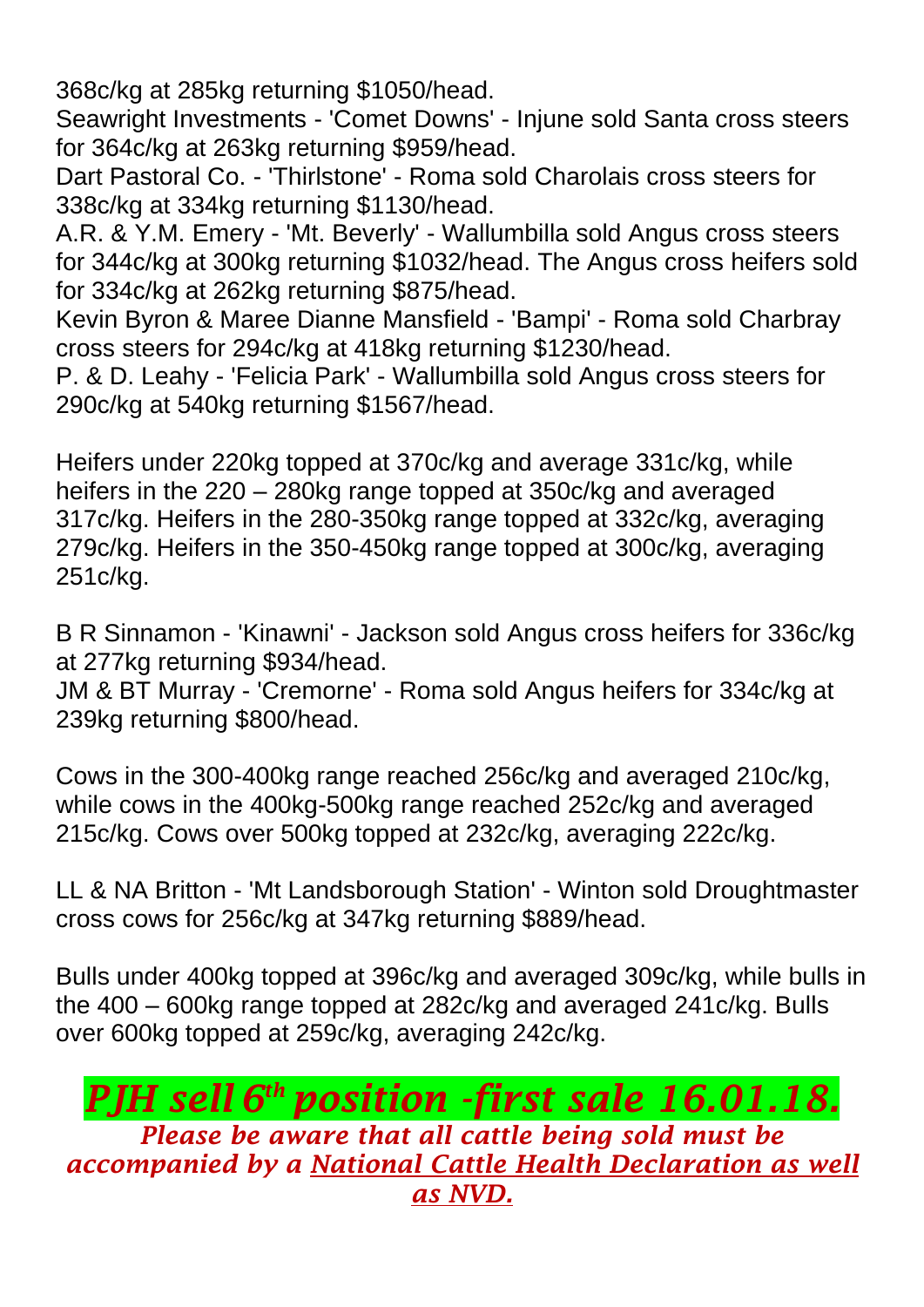368c/kg at 285kg returning $1050/head.
Seawright Investments - 'Comet Downs' - Injune sold Santa cross steers for 364c/kg at 263kg returning $959/head.
Dart Pastoral Co. - 'Thirlstone' - Roma sold Charolais cross steers for 338c/kg at 334kg returning $1130/head.
A.R. & Y.M. Emery - 'Mt. Beverly' - Wallumbilla sold Angus cross steers for 344c/kg at 300kg returning $1032/head. The Angus cross heifers sold for 334c/kg at 262kg returning $875/head.
Kevin Byron & Maree Dianne Mansfield - 'Bampi' - Roma sold Charbray cross steers for 294c/kg at 418kg returning $1230/head.
P. & D. Leahy - 'Felicia Park' - Wallumbilla sold Angus cross steers for 290c/kg at 540kg returning $1567/head.

Heifers under 220kg topped at 370c/kg and average 331c/kg, while heifers in the 220 – 280kg range topped at 350c/kg and averaged 317c/kg. Heifers in the 280-350kg range topped at 332c/kg, averaging 279c/kg. Heifers in the 350-450kg range topped at 300c/kg, averaging 251c/kg.

B R Sinnamon - 'Kinawni' - Jackson sold Angus cross heifers for 336c/kg at 277kg returning $934/head.
JM & BT Murray - 'Cremorne' - Roma sold Angus heifers for 334c/kg at 239kg returning $800/head.

Cows in the 300-400kg range reached 256c/kg and averaged 210c/kg, while cows in the 400kg-500kg range reached 252c/kg and averaged 215c/kg. Cows over 500kg topped at 232c/kg, averaging 222c/kg.

LL & NA Britton - 'Mt Landsborough Station' - Winton sold Droughtmaster cross cows for 256c/kg at 347kg returning $889/head.

Bulls under 400kg topped at 396c/kg and averaged 309c/kg, while bulls in the 400 – 600kg range topped at 282c/kg and averaged 241c/kg. Bulls over 600kg topped at 259c/kg, averaging 242c/kg.

## *PJH sell 6th position - first sale 16.01.18.*

***Please be aware that all cattle being sold must be accompanied by a National Cattle Health Declaration as well as NVD.***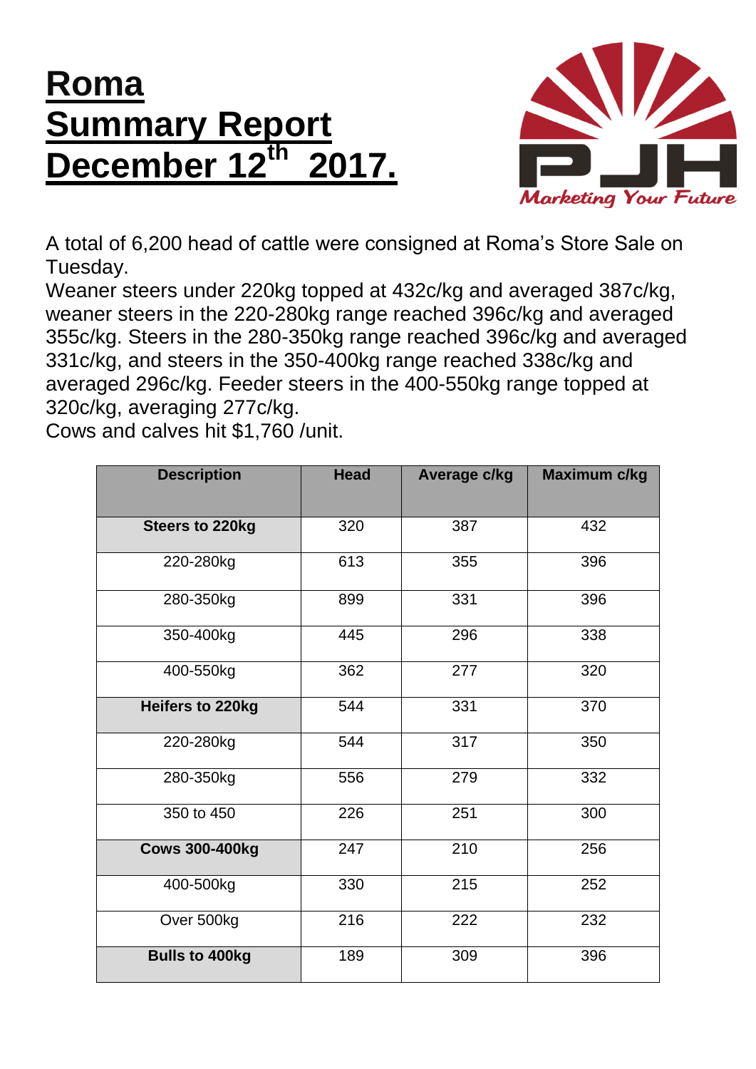# Roma Summary Report December 12th 2017.

PJH

*Marketing Your Future*

A total of 6,200 head of cattle were consigned at Roma's Store Sale on Tuesday.
Weaner steers under 220kg topped at 432c/kg and averaged 387c/kg, weaner steers in the 220-280kg range reached 396c/kg and averaged 355c/kg. Steers in the 280-350kg range reached 396c/kg and averaged 331c/kg, and steers in the 350-400kg range reached 338c/kg and averaged 296c/kg. Feeder steers in the 400-550kg range topped at 320c/kg, averaging 277c/kg.
Cows and calves hit $1,760 /unit.

| Description | Head | Average c/kg | Maximum c/kg |
|---|---|---|---|
| **Steers to 220kg** | 320 | 387 | 432 |
| 220-280kg | 613 | 355 | 396 |
| 280-350kg | 899 | 331 | 396 |
| 350-400kg | 445 | 296 | 338 |
| 400-550kg | 362 | 277 | 320 |
| **Heifers to 220kg** | 544 | 331 | 370 |
| 220-280kg | 544 | 317 | 350 |
| 280-350kg | 556 | 279 | 332 |
| 350 to 450 | 226 | 251 | 300 |
| **Cows 300-400kg** | 247 | 210 | 256 |
| 400-500kg | 330 | 215 | 252 |
| Over 500kg | 216 | 222 | 232 |
| **Bulls to 400kg** | 189 | 309 | 396 |